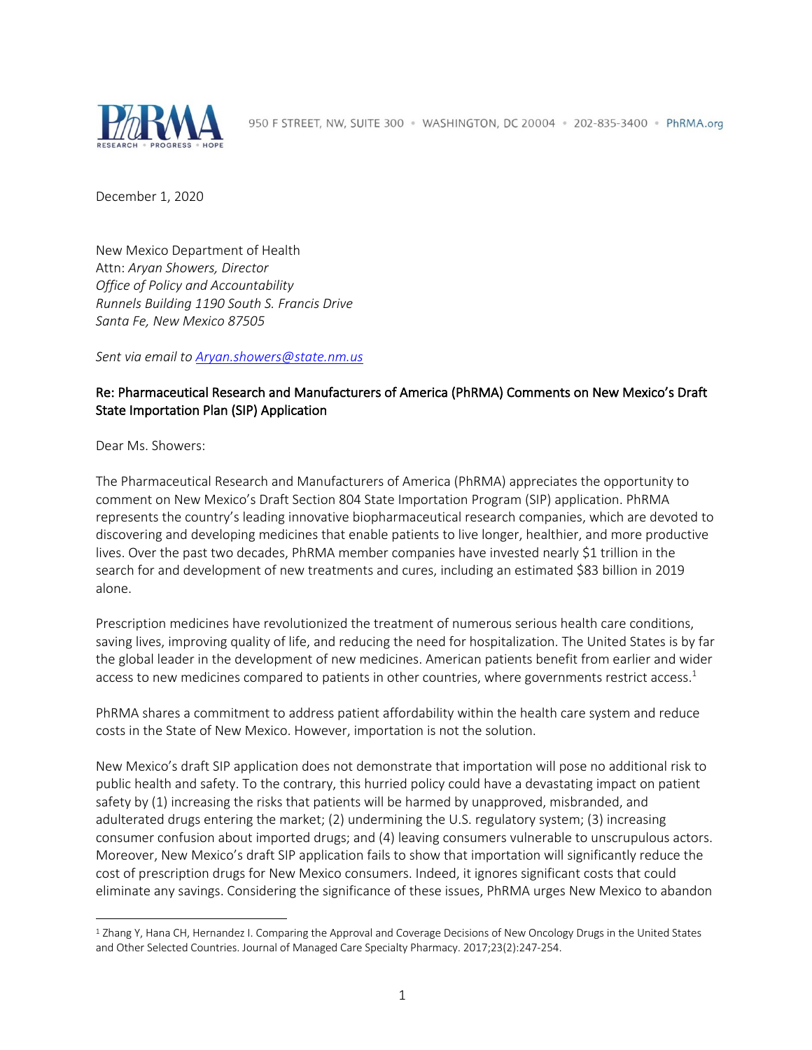950 F STREET, NW, SUITE 300 • WASHINGTON, DC 20004 • 202-835-3400 • PhRMA.org

December 1, 2020

New Mexico Department of Health
Attn: *Aryan Showers, Director*
*Office of Policy and Accountability*
*Runnels Building 1190 South S. Francis Drive*
*Santa Fe, New Mexico 87505*

*Sent via email to [Aryan.showers@state.nm.us](mailto:Aryan.showers@state.nm.us)*

Re: Pharmaceutical Research and Manufacturers of America (PhRMA) Comments on New Mexico's Draft State Importation Plan (SIP) Application

Dear Ms. Showers:

The Pharmaceutical Research and Manufacturers of America (PhRMA) appreciates the opportunity to comment on New Mexico's Draft Section 804 State Importation Program (SIP) application. PhRMA represents the country's leading innovative biopharmaceutical research companies, which are devoted to discovering and developing medicines that enable patients to live longer, healthier, and more productive lives. Over the past two decades, PhRMA member companies have invested nearly $1 trillion in the search for and development of new treatments and cures, including an estimated $83 billion in 2019 alone.

Prescription medicines have revolutionized the treatment of numerous serious health care conditions, saving lives, improving quality of life, and reducing the need for hospitalization. The United States is by far the global leader in the development of new medicines. American patients benefit from earlier and wider access to new medicines compared to patients in other countries, where governments restrict access.[1]

PhRMA shares a commitment to address patient affordability within the health care system and reduce costs in the State of New Mexico. However, importation is not the solution.

New Mexico's draft SIP application does not demonstrate that importation will pose no additional risk to public health and safety. To the contrary, this hurried policy could have a devastating impact on patient safety by (1) increasing the risks that patients will be harmed by unapproved, misbranded, and adulterated drugs entering the market; (2) undermining the U.S. regulatory system; (3) increasing consumer confusion about imported drugs; and (4) leaving consumers vulnerable to unscrupulous actors. Moreover, New Mexico's draft SIP application fails to show that importation will significantly reduce the cost of prescription drugs for New Mexico consumers. Indeed, it ignores significant costs that could eliminate any savings. Considering the significance of these issues, PhRMA urges New Mexico to abandon

[1] Zhang Y, Hana CH, Hernandez I. Comparing the Approval and Coverage Decisions of New Oncology Drugs in the United States and Other Selected Countries. Journal of Managed Care Specialty Pharmacy. 2017;23(2):247-254.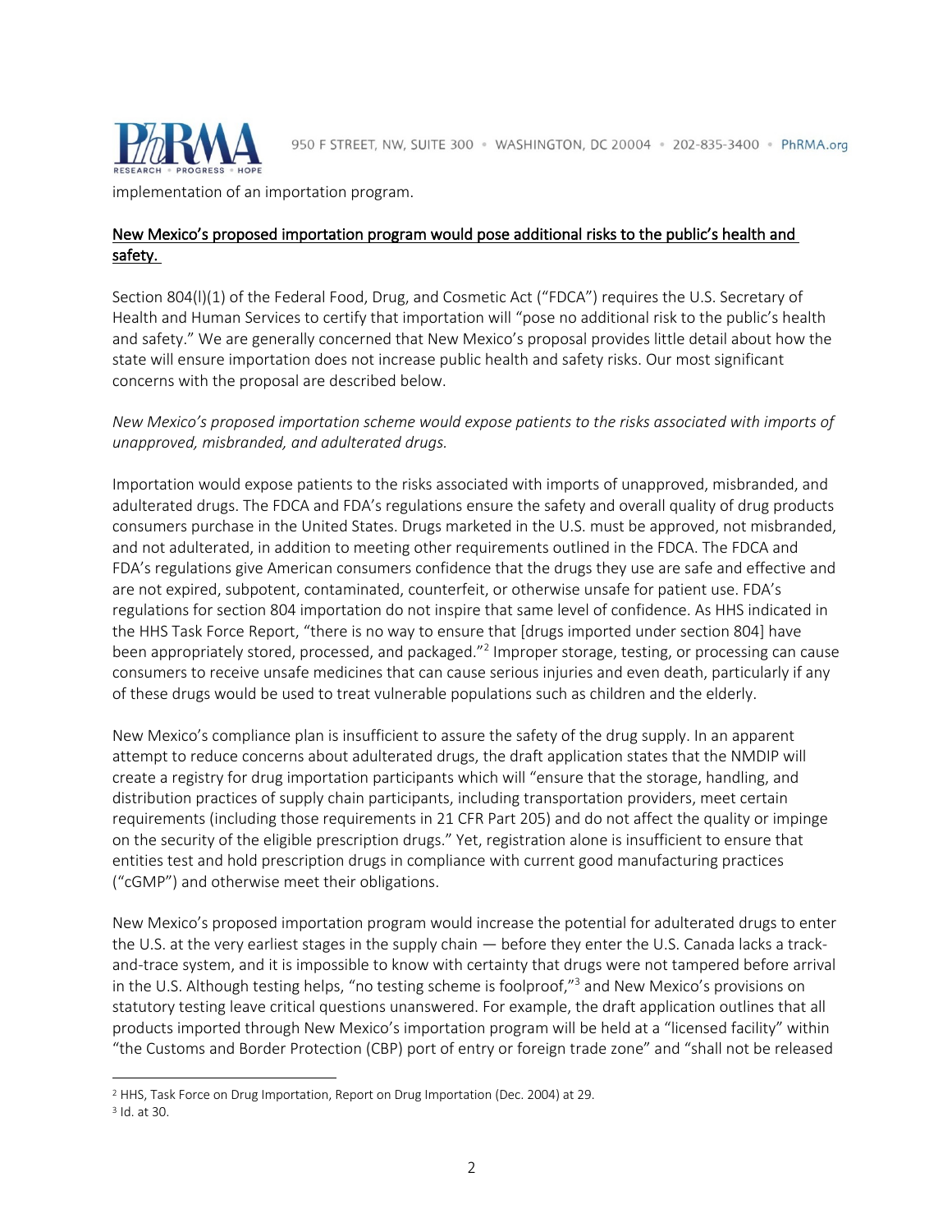implementation of an importation program.

<u>New Mexico's proposed importation program would pose additional risks to the public's health and safety.</u>

Section 804(l)(1) of the Federal Food, Drug, and Cosmetic Act ("FDCA") requires the U.S. Secretary of Health and Human Services to certify that importation will "pose no additional risk to the public's health and safety." We are generally concerned that New Mexico's proposal provides little detail about how the state will ensure importation does not increase public health and safety risks. Our most significant concerns with the proposal are described below.

*New Mexico's proposed importation scheme would expose patients to the risks associated with imports of unapproved, misbranded, and adulterated drugs.*

Importation would expose patients to the risks associated with imports of unapproved, misbranded, and adulterated drugs. The FDCA and FDA's regulations ensure the safety and overall quality of drug products consumers purchase in the United States. Drugs marketed in the U.S. must be approved, not misbranded, and not adulterated, in addition to meeting other requirements outlined in the FDCA. The FDCA and FDA's regulations give American consumers confidence that the drugs they use are safe and effective and are not expired, subpotent, contaminated, counterfeit, or otherwise unsafe for patient use. FDA's regulations for section 804 importation do not inspire that same level of confidence. As HHS indicated in the HHS Task Force Report, "there is no way to ensure that [drugs imported under section 804] have been appropriately stored, processed, and packaged."[2] Improper storage, testing, or processing can cause consumers to receive unsafe medicines that can cause serious injuries and even death, particularly if any of these drugs would be used to treat vulnerable populations such as children and the elderly.

New Mexico's compliance plan is insufficient to assure the safety of the drug supply. In an apparent attempt to reduce concerns about adulterated drugs, the draft application states that the NMDIP will create a registry for drug importation participants which will "ensure that the storage, handling, and distribution practices of supply chain participants, including transportation providers, meet certain requirements (including those requirements in 21 CFR Part 205) and do not affect the quality or impinge on the security of the eligible prescription drugs." Yet, registration alone is insufficient to ensure that entities test and hold prescription drugs in compliance with current good manufacturing practices ("cGMP") and otherwise meet their obligations.

New Mexico's proposed importation program would increase the potential for adulterated drugs to enter the U.S. at the very earliest stages in the supply chain — before they enter the U.S. Canada lacks a track-and-trace system, and it is impossible to know with certainty that drugs were not tampered before arrival in the U.S. Although testing helps, "no testing scheme is foolproof,"[3] and New Mexico's provisions on statutory testing leave critical questions unanswered. For example, the draft application outlines that all products imported through New Mexico's importation program will be held at a "licensed facility" within "the Customs and Border Protection (CBP) port of entry or foreign trade zone" and "shall not be released

---

[2] HHS, Task Force on Drug Importation, Report on Drug Importation (Dec. 2004) at 29.

[3] Id. at 30.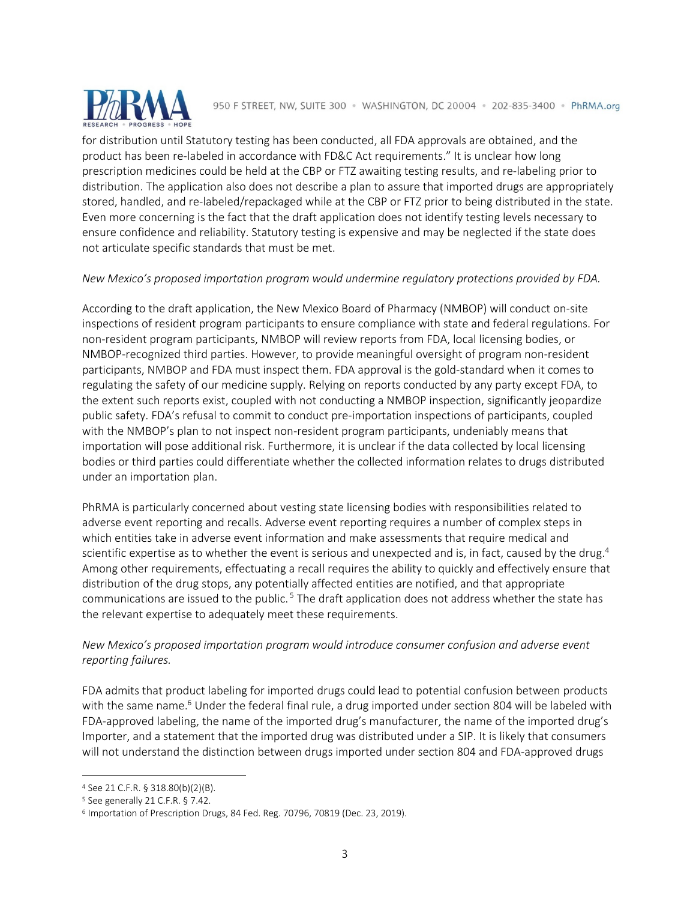for distribution until Statutory testing has been conducted, all FDA approvals are obtained, and the product has been re-labeled in accordance with FD&C Act requirements." It is unclear how long prescription medicines could be held at the CBP or FTZ awaiting testing results, and re-labeling prior to distribution. The application also does not describe a plan to assure that imported drugs are appropriately stored, handled, and re-labeled/repackaged while at the CBP or FTZ prior to being distributed in the state. Even more concerning is the fact that the draft application does not identify testing levels necessary to ensure confidence and reliability. Statutory testing is expensive and may be neglected if the state does not articulate specific standards that must be met.

*New Mexico's proposed importation program would undermine regulatory protections provided by FDA.*

According to the draft application, the New Mexico Board of Pharmacy (NMBOP) will conduct on-site inspections of resident program participants to ensure compliance with state and federal regulations. For non-resident program participants, NMBOP will review reports from FDA, local licensing bodies, or NMBOP-recognized third parties. However, to provide meaningful oversight of program non-resident participants, NMBOP and FDA must inspect them. FDA approval is the gold-standard when it comes to regulating the safety of our medicine supply. Relying on reports conducted by any party except FDA, to the extent such reports exist, coupled with not conducting a NMBOP inspection, significantly jeopardize public safety. FDA's refusal to commit to conduct pre-importation inspections of participants, coupled with the NMBOP's plan to not inspect non-resident program participants, undeniably means that importation will pose additional risk. Furthermore, it is unclear if the data collected by local licensing bodies or third parties could differentiate whether the collected information relates to drugs distributed under an importation plan.

PhRMA is particularly concerned about vesting state licensing bodies with responsibilities related to adverse event reporting and recalls. Adverse event reporting requires a number of complex steps in which entities take in adverse event information and make assessments that require medical and scientific expertise as to whether the event is serious and unexpected and is, in fact, caused by the drug.[4] Among other requirements, effectuating a recall requires the ability to quickly and effectively ensure that distribution of the drug stops, any potentially affected entities are notified, and that appropriate communications are issued to the public.[5] The draft application does not address whether the state has the relevant expertise to adequately meet these requirements.

*New Mexico's proposed importation program would introduce consumer confusion and adverse event reporting failures.*

FDA admits that product labeling for imported drugs could lead to potential confusion between products with the same name.[6] Under the federal final rule, a drug imported under section 804 will be labeled with FDA-approved labeling, the name of the imported drug's manufacturer, the name of the imported drug's Importer, and a statement that the imported drug was distributed under a SIP. It is likely that consumers will not understand the distinction between drugs imported under section 804 and FDA-approved drugs

---

[4] See 21 C.F.R. § 318.80(b)(2)(B).

[5] See generally 21 C.F.R. § 7.42.

[6] Importation of Prescription Drugs, 84 Fed. Reg. 70796, 70819 (Dec. 23, 2019).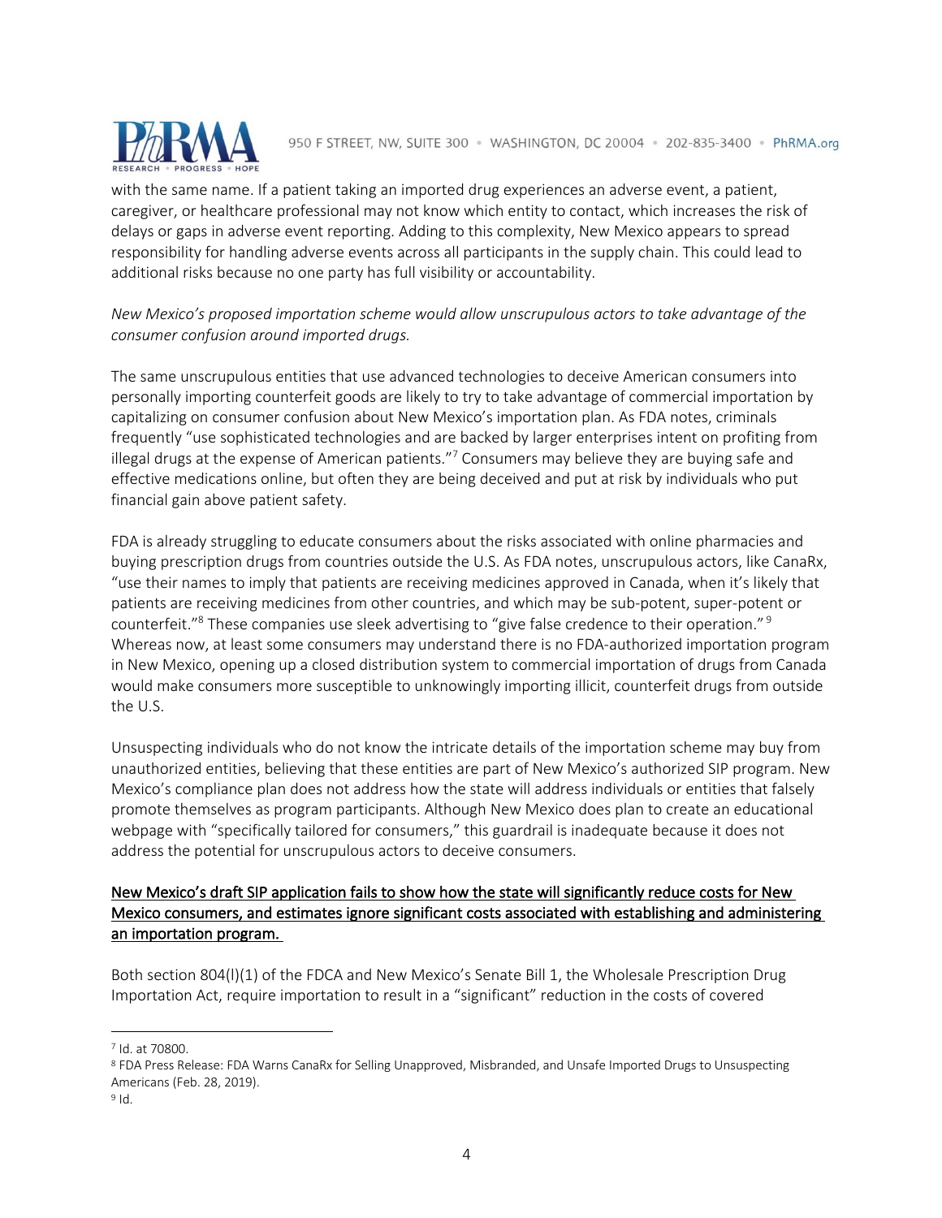with the same name. If a patient taking an imported drug experiences an adverse event, a patient, caregiver, or healthcare professional may not know which entity to contact, which increases the risk of delays or gaps in adverse event reporting. Adding to this complexity, New Mexico appears to spread responsibility for handling adverse events across all participants in the supply chain. This could lead to additional risks because no one party has full visibility or accountability.

*New Mexico's proposed importation scheme would allow unscrupulous actors to take advantage of the consumer confusion around imported drugs.*

The same unscrupulous entities that use advanced technologies to deceive American consumers into personally importing counterfeit goods are likely to try to take advantage of commercial importation by capitalizing on consumer confusion about New Mexico's importation plan. As FDA notes, criminals frequently "use sophisticated technologies and are backed by larger enterprises intent on profiting from illegal drugs at the expense of American patients."[7] Consumers may believe they are buying safe and effective medications online, but often they are being deceived and put at risk by individuals who put financial gain above patient safety.

FDA is already struggling to educate consumers about the risks associated with online pharmacies and buying prescription drugs from countries outside the U.S. As FDA notes, unscrupulous actors, like CanaRx, "use their names to imply that patients are receiving medicines approved in Canada, when it's likely that patients are receiving medicines from other countries, and which may be sub-potent, super-potent or counterfeit."[8] These companies use sleek advertising to "give false credence to their operation."[9] Whereas now, at least some consumers may understand there is no FDA-authorized importation program in New Mexico, opening up a closed distribution system to commercial importation of drugs from Canada would make consumers more susceptible to unknowingly importing illicit, counterfeit drugs from outside the U.S.

Unsuspecting individuals who do not know the intricate details of the importation scheme may buy from unauthorized entities, believing that these entities are part of New Mexico's authorized SIP program. New Mexico's compliance plan does not address how the state will address individuals or entities that falsely promote themselves as program participants. Although New Mexico does plan to create an educational webpage with "specifically tailored for consumers," this guardrail is inadequate because it does not address the potential for unscrupulous actors to deceive consumers.

<u>New Mexico's draft SIP application fails to show how the state will significantly reduce costs for New Mexico consumers, and estimates ignore significant costs associated with establishing and administering an importation program.</u>

Both section 804(l)(1) of the FDCA and New Mexico's Senate Bill 1, the Wholesale Prescription Drug Importation Act, require importation to result in a "significant" reduction in the costs of covered

---

[7] Id. at 70800.

[8] FDA Press Release: FDA Warns CanaRx for Selling Unapproved, Misbranded, and Unsafe Imported Drugs to Unsuspecting Americans (Feb. 28, 2019).

[9] Id.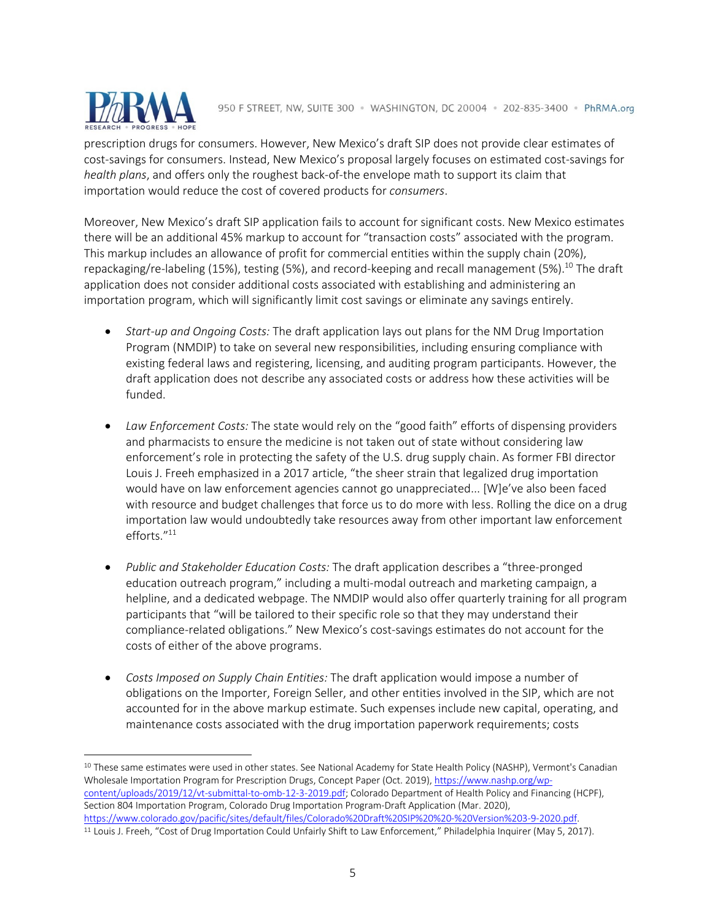prescription drugs for consumers. However, New Mexico's draft SIP does not provide clear estimates of cost-savings for consumers. Instead, New Mexico's proposal largely focuses on estimated cost-savings for *health plans*, and offers only the roughest back-of-the envelope math to support its claim that importation would reduce the cost of covered products for *consumers*.

Moreover, New Mexico's draft SIP application fails to account for significant costs. New Mexico estimates there will be an additional 45% markup to account for "transaction costs" associated with the program. This markup includes an allowance of profit for commercial entities within the supply chain (20%), repackaging/re-labeling (15%), testing (5%), and record-keeping and recall management (5%).[10] The draft application does not consider additional costs associated with establishing and administering an importation program, which will significantly limit cost savings or eliminate any savings entirely.

- *Start-up and Ongoing Costs:* The draft application lays out plans for the NM Drug Importation Program (NMDIP) to take on several new responsibilities, including ensuring compliance with existing federal laws and registering, licensing, and auditing program participants. However, the draft application does not describe any associated costs or address how these activities will be funded.

- *Law Enforcement Costs:* The state would rely on the "good faith" efforts of dispensing providers and pharmacists to ensure the medicine is not taken out of state without considering law enforcement's role in protecting the safety of the U.S. drug supply chain. As former FBI director Louis J. Freeh emphasized in a 2017 article, "the sheer strain that legalized drug importation would have on law enforcement agencies cannot go unappreciated... [W]e've also been faced with resource and budget challenges that force us to do more with less. Rolling the dice on a drug importation law would undoubtedly take resources away from other important law enforcement efforts."[11]

- *Public and Stakeholder Education Costs:* The draft application describes a "three-pronged education outreach program," including a multi-modal outreach and marketing campaign, a helpline, and a dedicated webpage. The NMDIP would also offer quarterly training for all program participants that "will be tailored to their specific role so that they may understand their compliance-related obligations." New Mexico's cost-savings estimates do not account for the costs of either of the above programs.

- *Costs Imposed on Supply Chain Entities:* The draft application would impose a number of obligations on the Importer, Foreign Seller, and other entities involved in the SIP, which are not accounted for in the above markup estimate. Such expenses include new capital, operating, and maintenance costs associated with the drug importation paperwork requirements; costs

---

[10] These same estimates were used in other states. See National Academy for State Health Policy (NASHP), Vermont's Canadian Wholesale Importation Program for Prescription Drugs, Concept Paper (Oct. 2019), https://www.nashp.org/wp-content/uploads/2019/12/vt-submittal-to-omb-12-3-2019.pdf; Colorado Department of Health Policy and Financing (HCPF), Section 804 Importation Program, Colorado Drug Importation Program-Draft Application (Mar. 2020), https://www.colorado.gov/pacific/sites/default/files/Colorado%20Draft%20SIP%20%20-%20Version%203-9-2020.pdf.

[11] Louis J. Freeh, "Cost of Drug Importation Could Unfairly Shift to Law Enforcement," Philadelphia Inquirer (May 5, 2017).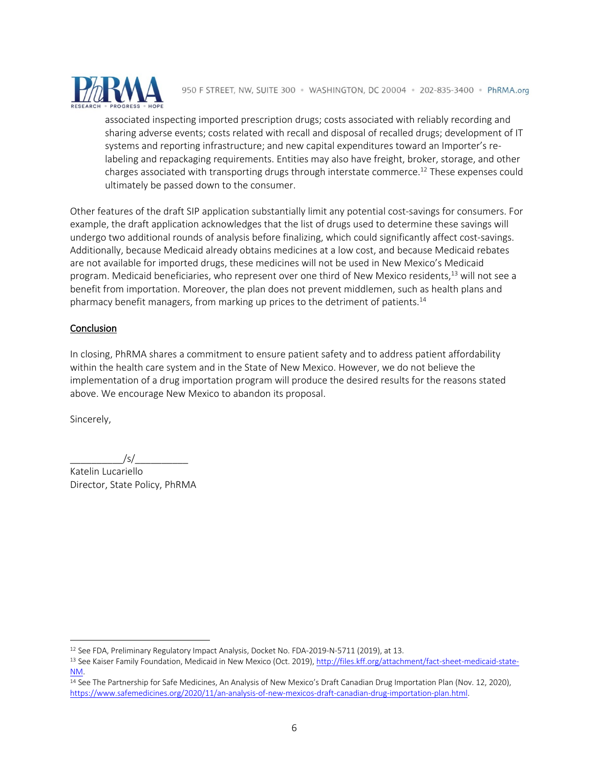associated inspecting imported prescription drugs; costs associated with reliably recording and sharing adverse events; costs related with recall and disposal of recalled drugs; development of IT systems and reporting infrastructure; and new capital expenditures toward an Importer's re-labeling and repackaging requirements. Entities may also have freight, broker, storage, and other charges associated with transporting drugs through interstate commerce.[12] These expenses could ultimately be passed down to the consumer.

Other features of the draft SIP application substantially limit any potential cost-savings for consumers. For example, the draft application acknowledges that the list of drugs used to determine these savings will undergo two additional rounds of analysis before finalizing, which could significantly affect cost-savings. Additionally, because Medicaid already obtains medicines at a low cost, and because Medicaid rebates are not available for imported drugs, these medicines will not be used in New Mexico's Medicaid program. Medicaid beneficiaries, who represent over one third of New Mexico residents,[13] will not see a benefit from importation. Moreover, the plan does not prevent middlemen, such as health plans and pharmacy benefit managers, from marking up prices to the detriment of patients.[14]

## Conclusion

In closing, PhRMA shares a commitment to ensure patient safety and to address patient affordability within the health care system and in the State of New Mexico. However, we do not believe the implementation of a drug importation program will produce the desired results for the reasons stated above. We encourage New Mexico to abandon its proposal.

Sincerely,

__________/s/__________
Katelin Lucariello
Director, State Policy, PhRMA

---

[12] See FDA, Preliminary Regulatory Impact Analysis, Docket No. FDA-2019-N-5711 (2019), at 13.

[13] See Kaiser Family Foundation, Medicaid in New Mexico (Oct. 2019), http://files.kff.org/attachment/fact-sheet-medicaid-state-NM.

[14] See The Partnership for Safe Medicines, An Analysis of New Mexico's Draft Canadian Drug Importation Plan (Nov. 12, 2020), https://www.safemedicines.org/2020/11/an-analysis-of-new-mexicos-draft-canadian-drug-importation-plan.html.